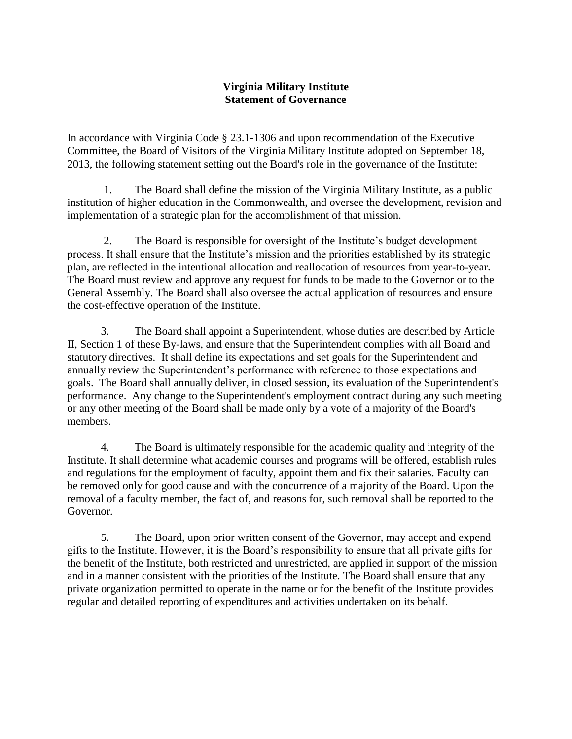**Virginia Military Institute**
**Statement of Governance**

In accordance with Virginia Code § 23.1-1306 and upon recommendation of the Executive Committee, the Board of Visitors of the Virginia Military Institute adopted on September 18, 2013, the following statement setting out the Board's role in the governance of the Institute:

1. The Board shall define the mission of the Virginia Military Institute, as a public institution of higher education in the Commonwealth, and oversee the development, revision and implementation of a strategic plan for the accomplishment of that mission.

2. The Board is responsible for oversight of the Institute's budget development process. It shall ensure that the Institute's mission and the priorities established by its strategic plan, are reflected in the intentional allocation and reallocation of resources from year-to-year. The Board must review and approve any request for funds to be made to the Governor or to the General Assembly. The Board shall also oversee the actual application of resources and ensure the cost-effective operation of the Institute.

3. The Board shall appoint a Superintendent, whose duties are described by Article II, Section 1 of these By-laws, and ensure that the Superintendent complies with all Board and statutory directives. It shall define its expectations and set goals for the Superintendent and annually review the Superintendent's performance with reference to those expectations and goals. The Board shall annually deliver, in closed session, its evaluation of the Superintendent's performance. Any change to the Superintendent's employment contract during any such meeting or any other meeting of the Board shall be made only by a vote of a majority of the Board's members.

4. The Board is ultimately responsible for the academic quality and integrity of the Institute. It shall determine what academic courses and programs will be offered, establish rules and regulations for the employment of faculty, appoint them and fix their salaries. Faculty can be removed only for good cause and with the concurrence of a majority of the Board. Upon the removal of a faculty member, the fact of, and reasons for, such removal shall be reported to the Governor.

5. The Board, upon prior written consent of the Governor, may accept and expend gifts to the Institute. However, it is the Board's responsibility to ensure that all private gifts for the benefit of the Institute, both restricted and unrestricted, are applied in support of the mission and in a manner consistent with the priorities of the Institute. The Board shall ensure that any private organization permitted to operate in the name or for the benefit of the Institute provides regular and detailed reporting of expenditures and activities undertaken on its behalf.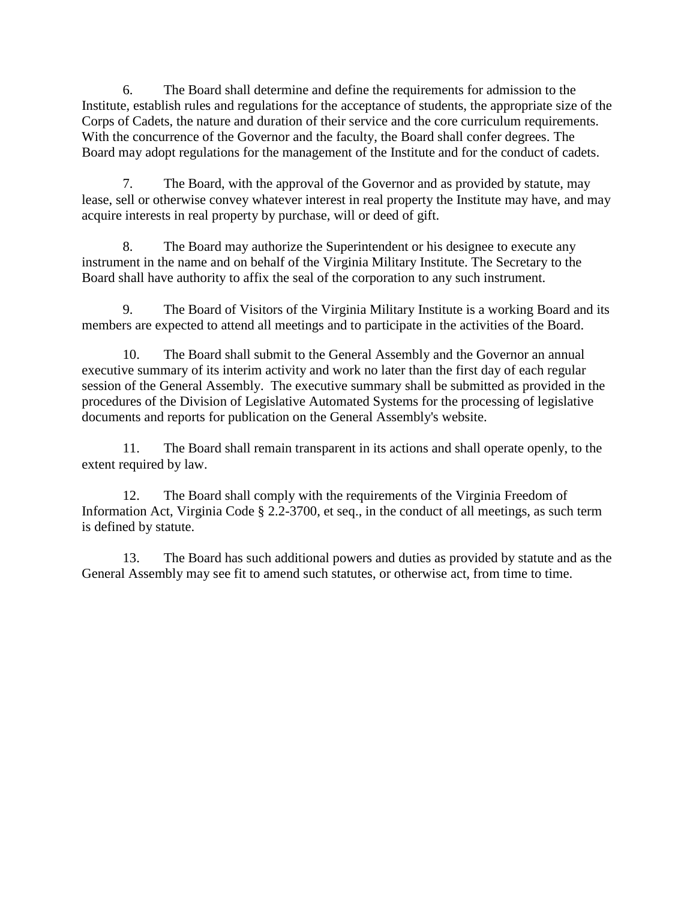6. The Board shall determine and define the requirements for admission to the Institute, establish rules and regulations for the acceptance of students, the appropriate size of the Corps of Cadets, the nature and duration of their service and the core curriculum requirements. With the concurrence of the Governor and the faculty, the Board shall confer degrees. The Board may adopt regulations for the management of the Institute and for the conduct of cadets.

7. The Board, with the approval of the Governor and as provided by statute, may lease, sell or otherwise convey whatever interest in real property the Institute may have, and may acquire interests in real property by purchase, will or deed of gift.

8. The Board may authorize the Superintendent or his designee to execute any instrument in the name and on behalf of the Virginia Military Institute. The Secretary to the Board shall have authority to affix the seal of the corporation to any such instrument.

9. The Board of Visitors of the Virginia Military Institute is a working Board and its members are expected to attend all meetings and to participate in the activities of the Board.

10. The Board shall submit to the General Assembly and the Governor an annual executive summary of its interim activity and work no later than the first day of each regular session of the General Assembly. The executive summary shall be submitted as provided in the procedures of the Division of Legislative Automated Systems for the processing of legislative documents and reports for publication on the General Assembly's website.

11. The Board shall remain transparent in its actions and shall operate openly, to the extent required by law.

12. The Board shall comply with the requirements of the Virginia Freedom of Information Act, Virginia Code § 2.2-3700, et seq., in the conduct of all meetings, as such term is defined by statute.

13. The Board has such additional powers and duties as provided by statute and as the General Assembly may see fit to amend such statutes, or otherwise act, from time to time.